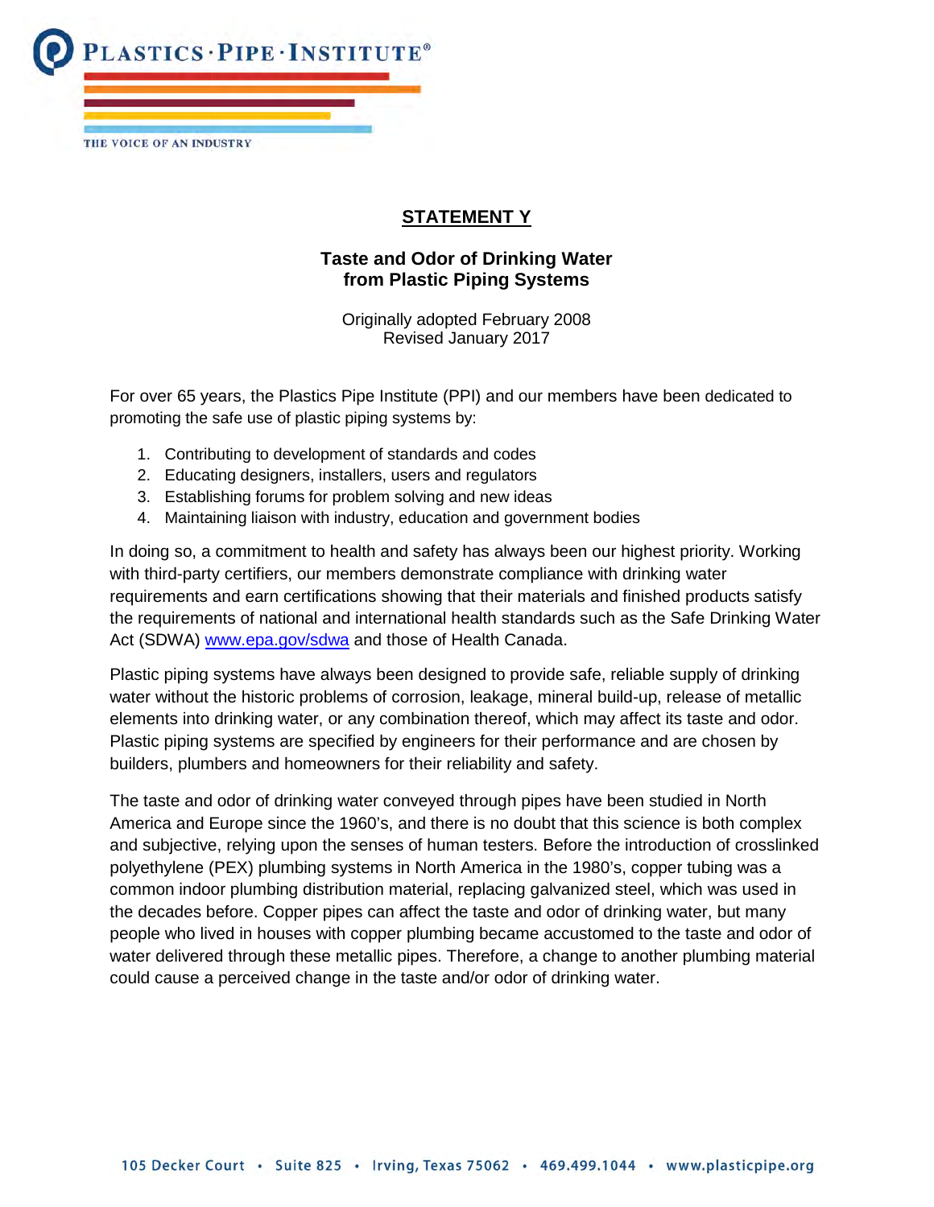PLASTICS · PIPE · INSTITUTE®

THE VOICE OF AN INDUSTRY

# STATEMENT Y

## Taste and Odor of Drinking Water from Plastic Piping Systems

Originally adopted February 2008
Revised January 2017

For over 65 years, the Plastics Pipe Institute (PPI) and our members have been dedicated to promoting the safe use of plastic piping systems by:

1. Contributing to development of standards and codes
2. Educating designers, installers, users and regulators
3. Establishing forums for problem solving and new ideas
4. Maintaining liaison with industry, education and government bodies

In doing so, a commitment to health and safety has always been our highest priority. Working with third-party certifiers, our members demonstrate compliance with drinking water requirements and earn certifications showing that their materials and finished products satisfy the requirements of national and international health standards such as the Safe Drinking Water Act (SDWA) www.epa.gov/sdwa and those of Health Canada.

Plastic piping systems have always been designed to provide safe, reliable supply of drinking water without the historic problems of corrosion, leakage, mineral build-up, release of metallic elements into drinking water, or any combination thereof, which may affect its taste and odor. Plastic piping systems are specified by engineers for their performance and are chosen by builders, plumbers and homeowners for their reliability and safety.

The taste and odor of drinking water conveyed through pipes have been studied in North America and Europe since the 1960's, and there is no doubt that this science is both complex and subjective, relying upon the senses of human testers. Before the introduction of crosslinked polyethylene (PEX) plumbing systems in North America in the 1980's, copper tubing was a common indoor plumbing distribution material, replacing galvanized steel, which was used in the decades before. Copper pipes can affect the taste and odor of drinking water, but many people who lived in houses with copper plumbing became accustomed to the taste and odor of water delivered through these metallic pipes. Therefore, a change to another plumbing material could cause a perceived change in the taste and/or odor of drinking water.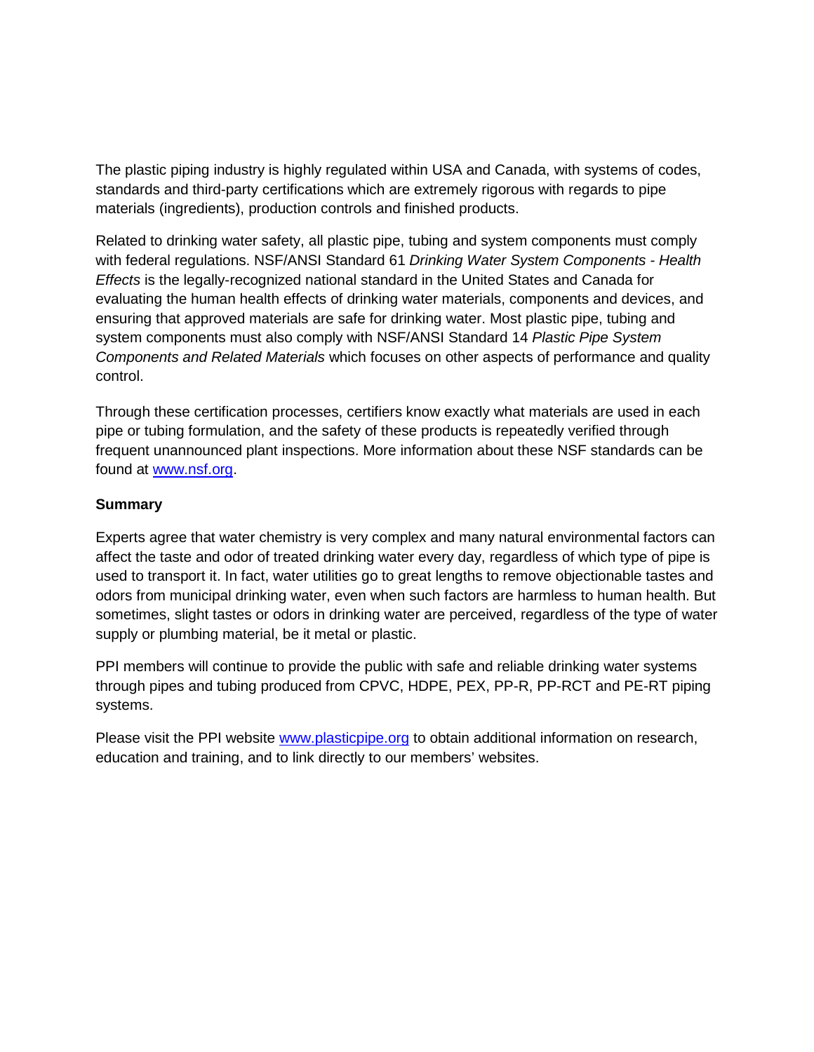The plastic piping industry is highly regulated within USA and Canada, with systems of codes, standards and third-party certifications which are extremely rigorous with regards to pipe materials (ingredients), production controls and finished products.

Related to drinking water safety, all plastic pipe, tubing and system components must comply with federal regulations. NSF/ANSI Standard 61 *Drinking Water System Components - Health Effects* is the legally-recognized national standard in the United States and Canada for evaluating the human health effects of drinking water materials, components and devices, and ensuring that approved materials are safe for drinking water. Most plastic pipe, tubing and system components must also comply with NSF/ANSI Standard 14 *Plastic Pipe System Components and Related Materials* which focuses on other aspects of performance and quality control.

Through these certification processes, certifiers know exactly what materials are used in each pipe or tubing formulation, and the safety of these products is repeatedly verified through frequent unannounced plant inspections. More information about these NSF standards can be found at [www.nsf.org](http://www.nsf.org).

**Summary**

Experts agree that water chemistry is very complex and many natural environmental factors can affect the taste and odor of treated drinking water every day, regardless of which type of pipe is used to transport it. In fact, water utilities go to great lengths to remove objectionable tastes and odors from municipal drinking water, even when such factors are harmless to human health. But sometimes, slight tastes or odors in drinking water are perceived, regardless of the type of water supply or plumbing material, be it metal or plastic.

PPI members will continue to provide the public with safe and reliable drinking water systems through pipes and tubing produced from CPVC, HDPE, PEX, PP-R, PP-RCT and PE-RT piping systems.

Please visit the PPI website [www.plasticpipe.org](http://www.plasticpipe.org) to obtain additional information on research, education and training, and to link directly to our members' websites.